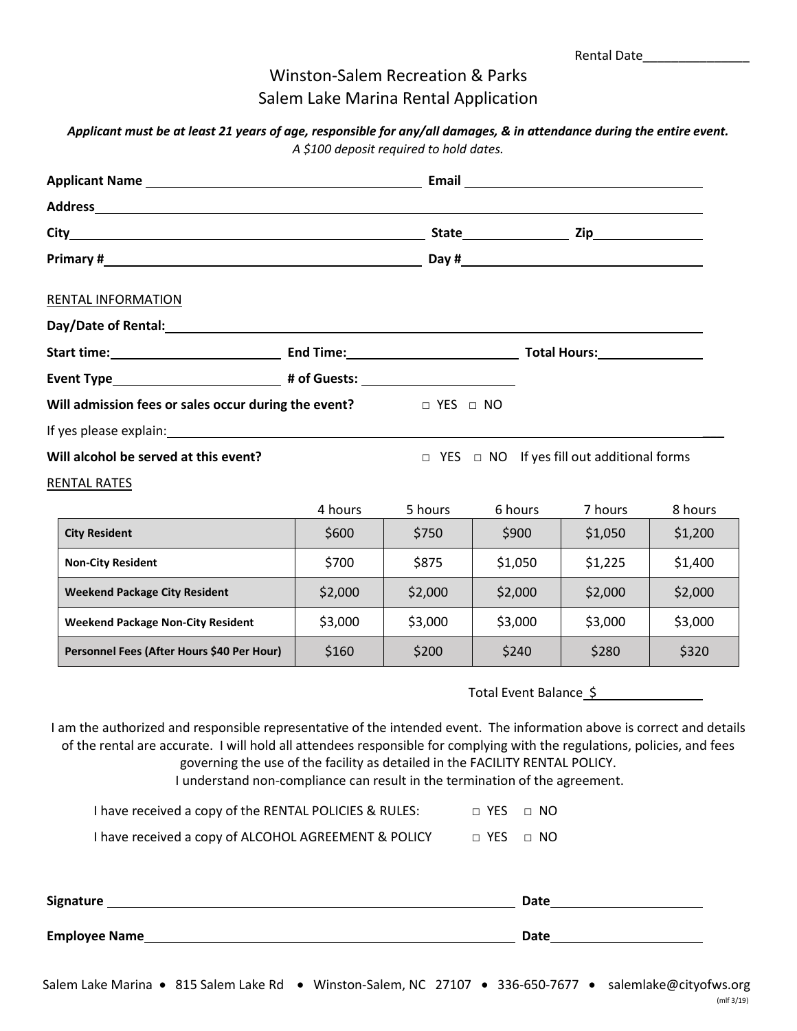Rental Date_______________

# Winston-Salem Recreation & Parks
## Salem Lake Marina Rental Application

***Applicant must be at least 21 years of age, responsible for any/all damages, & in attendance during the entire event.***
*A $100 deposit required to hold dates.*

**Applicant Name** ______________________________ **Email** ______________________________

**Address** ____________________________________________________________

**City** ______________________________ **State** ____________ **Zip** ____________

**Primary #** ______________________________ **Day #** ______________________________

RENTAL INFORMATION

**Day/Date of Rental:** ____________________________________________________________

**Start time:** ____________ **End Time:** ____________ **Total Hours:** ____________

**Event Type** ____________ **# of Guests:** ____________

**Will admission fees or sales occur during the event?** □ YES □ NO

If yes please explain: ____________________________________________________________

**Will alcohol be served at this event?** □ YES □ NO If yes fill out additional forms

RENTAL RATES

| | 4 hours | 5 hours | 6 hours | 7 hours | 8 hours |
|---|---|---|---|---|---|
| **City Resident** | $600 | $750 | $900 | $1,050 | $1,200 |
| **Non-City Resident** | $700 | $875 | $1,050 | $1,225 | $1,400 |
| **Weekend Package City Resident** | $2,000 | $2,000 | $2,000 | $2,000 | $2,000 |
| **Weekend Package Non-City Resident** | $3,000 | $3,000 | $3,000 | $3,000 | $3,000 |
| **Personnel Fees (After Hours $40 Per Hour)** | $160 | $200 | $240 | $280 | $320 |

Total Event Balance $____________

I am the authorized and responsible representative of the intended event. The information above is correct and details of the rental are accurate. I will hold all attendees responsible for complying with the regulations, policies, and fees governing the use of the facility as detailed in the FACILITY RENTAL POLICY.
I understand non-compliance can result in the termination of the agreement.

I have received a copy of the RENTAL POLICIES & RULES: □ YES □ NO

I have received a copy of ALCOHOL AGREEMENT & POLICY □ YES □ NO

**Signature** ______________________________ **Date** ____________

**Employee Name** ______________________________ **Date** ____________

Salem Lake Marina • 815 Salem Lake Rd • Winston-Salem, NC 27107 • 336-650-7677 • salemlake@cityofws.org

(mlf 3/19)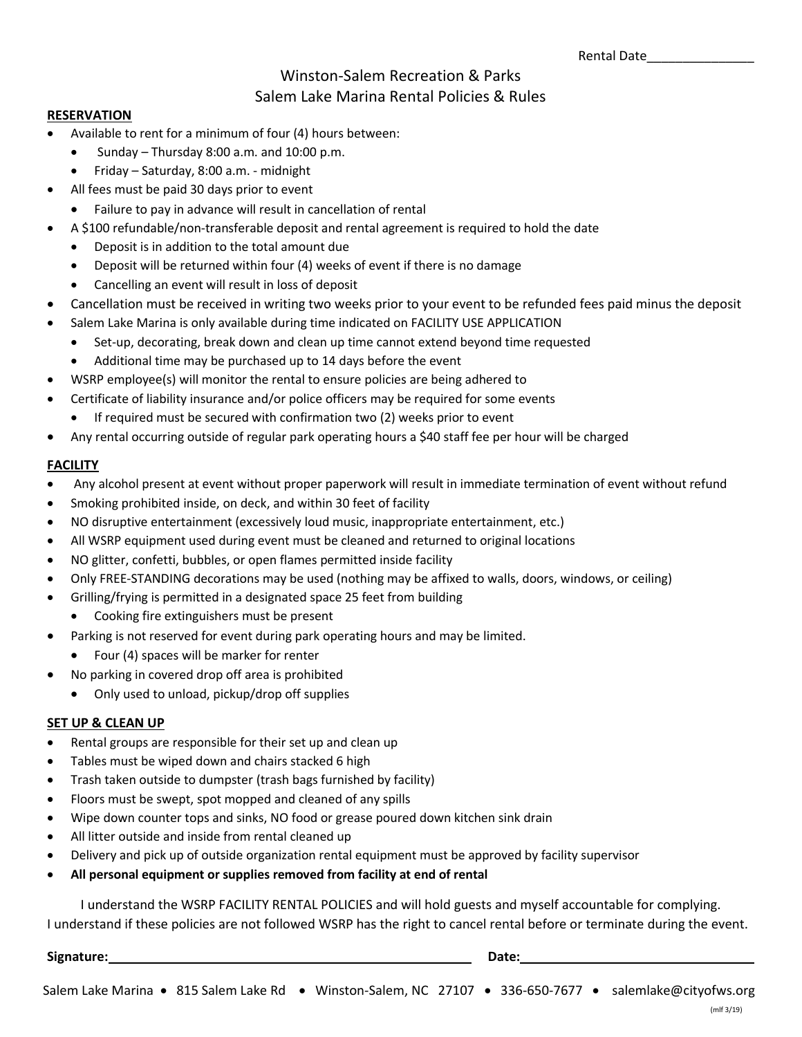Rental Date_______________

# Winston-Salem Recreation & Parks
## Salem Lake Marina Rental Policies & Rules

**RESERVATION**

- Available to rent for a minimum of four (4) hours between:
  - Sunday – Thursday 8:00 a.m. and 10:00 p.m.
  - Friday – Saturday, 8:00 a.m. - midnight
- All fees must be paid 30 days prior to event
  - Failure to pay in advance will result in cancellation of rental
- A $100 refundable/non-transferable deposit and rental agreement is required to hold the date
  - Deposit is in addition to the total amount due
  - Deposit will be returned within four (4) weeks of event if there is no damage
  - Cancelling an event will result in loss of deposit
- Cancellation must be received in writing two weeks prior to your event to be refunded fees paid minus the deposit
- Salem Lake Marina is only available during time indicated on FACILITY USE APPLICATION
  - Set-up, decorating, break down and clean up time cannot extend beyond time requested
  - Additional time may be purchased up to 14 days before the event
- WSRP employee(s) will monitor the rental to ensure policies are being adhered to
- Certificate of liability insurance and/or police officers may be required for some events
  - If required must be secured with confirmation two (2) weeks prior to event
- Any rental occurring outside of regular park operating hours a $40 staff fee per hour will be charged

**FACILITY**

- Any alcohol present at event without proper paperwork will result in immediate termination of event without refund
- Smoking prohibited inside, on deck, and within 30 feet of facility
- NO disruptive entertainment (excessively loud music, inappropriate entertainment, etc.)
- All WSRP equipment used during event must be cleaned and returned to original locations
- NO glitter, confetti, bubbles, or open flames permitted inside facility
- Only FREE-STANDING decorations may be used (nothing may be affixed to walls, doors, windows, or ceiling)
- Grilling/frying is permitted in a designated space 25 feet from building
  - Cooking fire extinguishers must be present
- Parking is not reserved for event during park operating hours and may be limited.
  - Four (4) spaces will be marker for renter
- No parking in covered drop off area is prohibited
  - Only used to unload, pickup/drop off supplies

**SET UP & CLEAN UP**

- Rental groups are responsible for their set up and clean up
- Tables must be wiped down and chairs stacked 6 high
- Trash taken outside to dumpster (trash bags furnished by facility)
- Floors must be swept, spot mopped and cleaned of any spills
- Wipe down counter tops and sinks, NO food or grease poured down kitchen sink drain
- All litter outside and inside from rental cleaned up
- Delivery and pick up of outside organization rental equipment must be approved by facility supervisor
- **All personal equipment or supplies removed from facility at end of rental**

I understand the WSRP FACILITY RENTAL POLICIES and will hold guests and myself accountable for complying.
I understand if these policies are not followed WSRP has the right to cancel rental before or terminate during the event.

**Signature:**_______________________________________ **Date:**___________________________

Salem Lake Marina • 815 Salem Lake Rd • Winston-Salem, NC 27107 • 336-650-7677 • salemlake@cityofws.org

(mlf 3/19)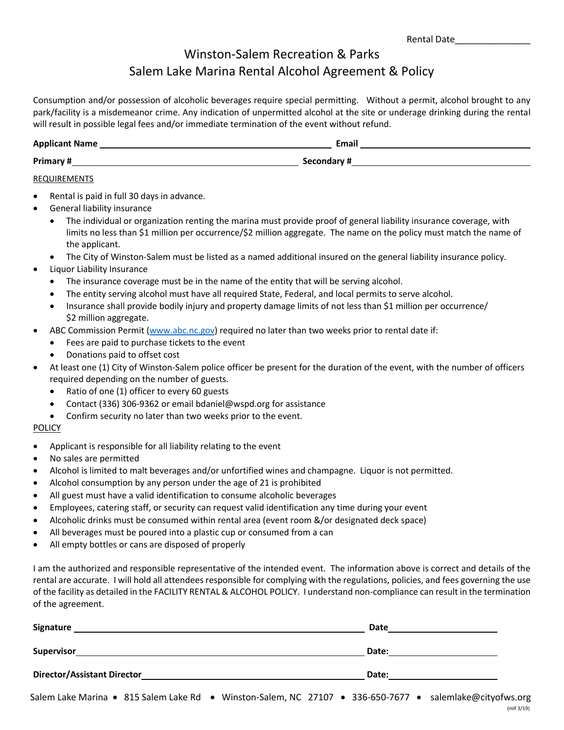Rental Date_______________

# Winston-Salem Recreation & Parks
## Salem Lake Marina Rental Alcohol Agreement & Policy

Consumption and/or possession of alcoholic beverages require special permitting. Without a permit, alcohol brought to any park/facility is a misdemeanor crime. Any indication of unpermitted alcohol at the site or underage drinking during the rental will result in possible legal fees and/or immediate termination of the event without refund.

**Applicant Name** ______________________________ **Email** ______________________________

**Primary #** ______________________________ **Secondary #** ______________________________

REQUIREMENTS

- Rental is paid in full 30 days in advance.
- General liability insurance
  - The individual or organization renting the marina must provide proof of general liability insurance coverage, with limits no less than $1 million per occurrence/$2 million aggregate. The name on the policy must match the name of the applicant.
  - The City of Winston-Salem must be listed as a named additional insured on the general liability insurance policy.
- Liquor Liability Insurance
  - The insurance coverage must be in the name of the entity that will be serving alcohol.
  - The entity serving alcohol must have all required State, Federal, and local permits to serve alcohol.
  - Insurance shall provide bodily injury and property damage limits of not less than $1 million per occurrence/ $2 million aggregate.
- ABC Commission Permit (www.abc.nc.gov) required no later than two weeks prior to rental date if:
  - Fees are paid to purchase tickets to the event
  - Donations paid to offset cost
- At least one (1) City of Winston-Salem police officer be present for the duration of the event, with the number of officers required depending on the number of guests.
  - Ratio of one (1) officer to every 60 guests
  - Contact (336) 306-9362 or email bdaniel@wspd.org for assistance
  - Confirm security no later than two weeks prior to the event.

POLICY

- Applicant is responsible for all liability relating to the event
- No sales are permitted
- Alcohol is limited to malt beverages and/or unfortified wines and champagne. Liquor is not permitted.
- Alcohol consumption by any person under the age of 21 is prohibited
- All guest must have a valid identification to consume alcoholic beverages
- Employees, catering staff, or security can request valid identification any time during your event
- Alcoholic drinks must be consumed within rental area (event room &/or designated deck space)
- All beverages must be poured into a plastic cup or consumed from a can
- All empty bottles or cans are disposed of properly

I am the authorized and responsible representative of the intended event. The information above is correct and details of the rental are accurate. I will hold all attendees responsible for complying with the regulations, policies, and fees governing the use of the facility as detailed in the FACILITY RENTAL & ALCOHOL POLICY. I understand non-compliance can result in the termination of the agreement.

**Signature** ______________________________ **Date** ______________

**Supervisor** ______________________________ **Date:** ______________

**Director/Assistant Director** ______________________________ **Date:** ______________

Salem Lake Marina • 815 Salem Lake Rd • Winston-Salem, NC 27107 • 336-650-7677 • salemlake@cityofws.org

(mlf 3/19)